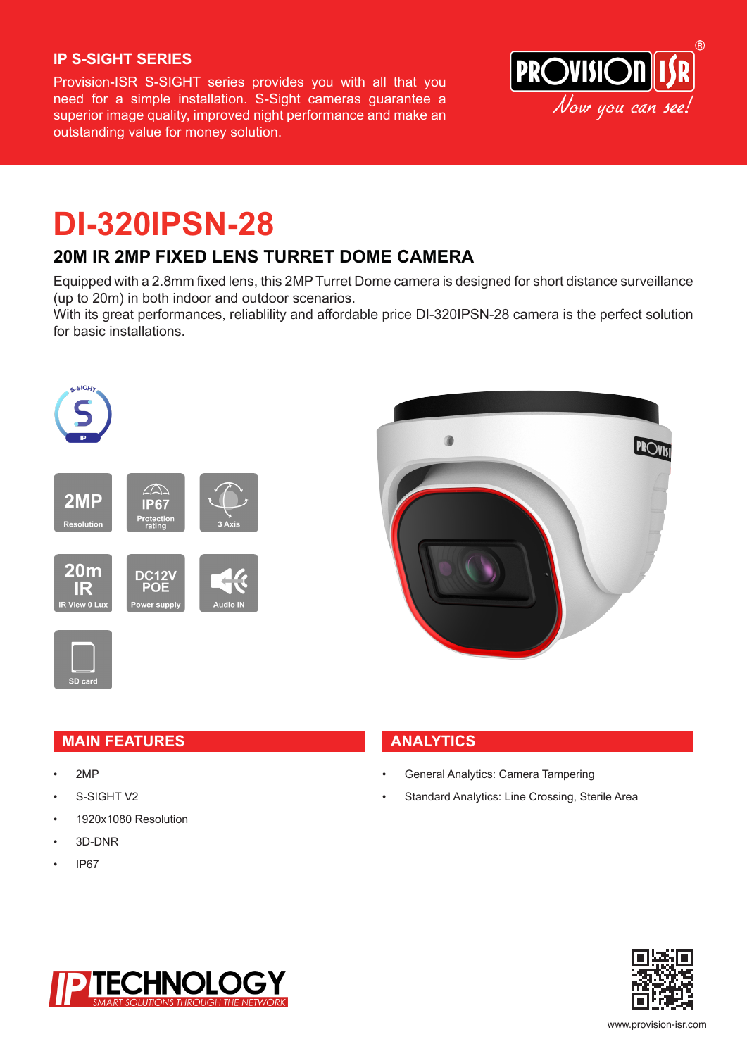## IP S-SIGHT SERIES

Provision-ISR S-SIGHT series provides you with all that you need for a simple installation. S-Sight cameras guarantee a superior image quality, improved night performance and make an outstanding value for money solution.

# DI-320IPSN-28

## 20M IR 2MP FIXED LENS TURRET DOME CAMERA

Equipped with a 2.8mm fixed lens, this 2MP Turret Dome camera is designed for short distance surveillance (up to 20m) in both indoor and outdoor scenarios.
With its great performances, reliablility and affordable price DI-320IPSN-28 camera is the perfect solution for basic installations.

- 2MP Resolution
- IP67 Protection rating
- 3 Axis
- 20m IR – IR View 0 Lux
- DC12V POE Power supply
- Audio IN
- SD card

## MAIN FEATURES

- 2MP
- S-SIGHT V2
- 1920x1080 Resolution
- 3D-DNR
- IP67

## ANALYTICS

- General Analytics: Camera Tampering
- Standard Analytics: Line Crossing, Sterile Area

www.provision-isr.com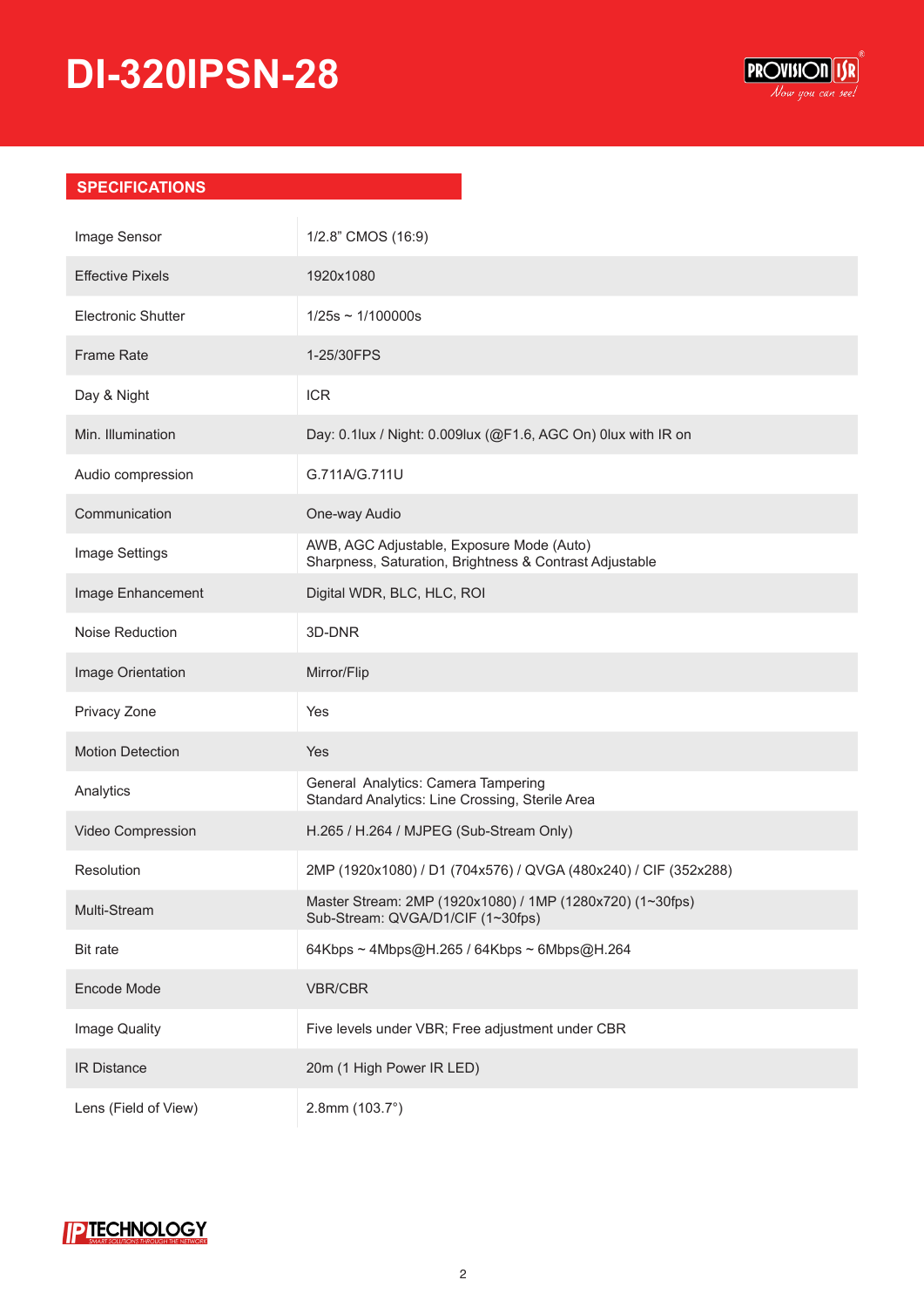# DI-320IPSN-28

## SPECIFICATIONS

| | |
|---|---|
| Image Sensor | 1/2.8" CMOS (16:9) |
| Effective Pixels | 1920x1080 |
| Electronic Shutter | 1/25s ~ 1/100000s |
| Frame Rate | 1-25/30FPS |
| Day & Night | ICR |
| Min. Illumination | Day: 0.1lux / Night: 0.009lux (@F1.6, AGC On) 0lux with IR on |
| Audio compression | G.711A/G.711U |
| Communication | One-way Audio |
| Image Settings | AWB, AGC Adjustable, Exposure Mode (Auto)<br>Sharpness, Saturation, Brightness & Contrast Adjustable |
| Image Enhancement | Digital WDR, BLC, HLC, ROI |
| Noise Reduction | 3D-DNR |
| Image Orientation | Mirror/Flip |
| Privacy Zone | Yes |
| Motion Detection | Yes |
| Analytics | General Analytics: Camera Tampering<br>Standard Analytics: Line Crossing, Sterile Area |
| Video Compression | H.265 / H.264 / MJPEG (Sub-Stream Only) |
| Resolution | 2MP (1920x1080) / D1 (704x576) / QVGA (480x240) / CIF (352x288) |
| Multi-Stream | Master Stream: 2MP (1920x1080) / 1MP (1280x720) (1~30fps)<br>Sub-Stream: QVGA/D1/CIF (1~30fps) |
| Bit rate | 64Kbps ~ 4Mbps@H.265 / 64Kbps ~ 6Mbps@H.264 |
| Encode Mode | VBR/CBR |
| Image Quality | Five levels under VBR; Free adjustment under CBR |
| IR Distance | 20m (1 High Power IR LED) |
| Lens (Field of View) | 2.8mm (103.7°) |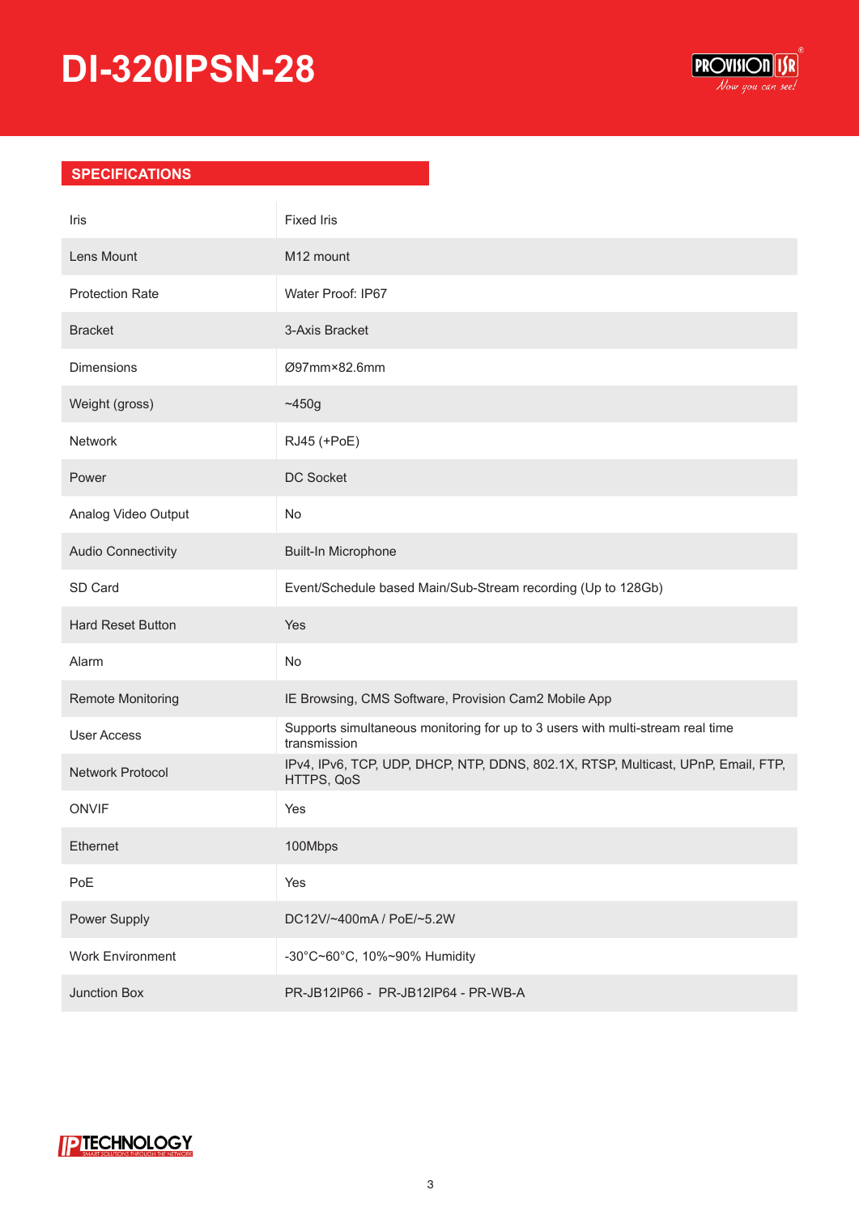# DI-320IPSN-28

## SPECIFICATIONS

| | |
|---|---|
| Iris | Fixed Iris |
| Lens Mount | M12 mount |
| Protection Rate | Water Proof: IP67 |
| Bracket | 3-Axis Bracket |
| Dimensions | Ø97mm×82.6mm |
| Weight (gross) | ~450g |
| Network | RJ45 (+PoE) |
| Power | DC Socket |
| Analog Video Output | No |
| Audio Connectivity | Built-In Microphone |
| SD Card | Event/Schedule based Main/Sub-Stream recording (Up to 128Gb) |
| Hard Reset Button | Yes |
| Alarm | No |
| Remote Monitoring | IE Browsing, CMS Software, Provision Cam2 Mobile App |
| User Access | Supports simultaneous monitoring for up to 3 users with multi-stream real time transmission |
| Network Protocol | IPv4, IPv6, TCP, UDP, DHCP, NTP, DDNS, 802.1X, RTSP, Multicast, UPnP, Email, FTP, HTTPS, QoS |
| ONVIF | Yes |
| Ethernet | 100Mbps |
| PoE | Yes |
| Power Supply | DC12V/~400mA / PoE/~5.2W |
| Work Environment | -30°C~60°C, 10%~90% Humidity |
| Junction Box | PR-JB12IP66 - PR-JB12IP64 - PR-WB-A |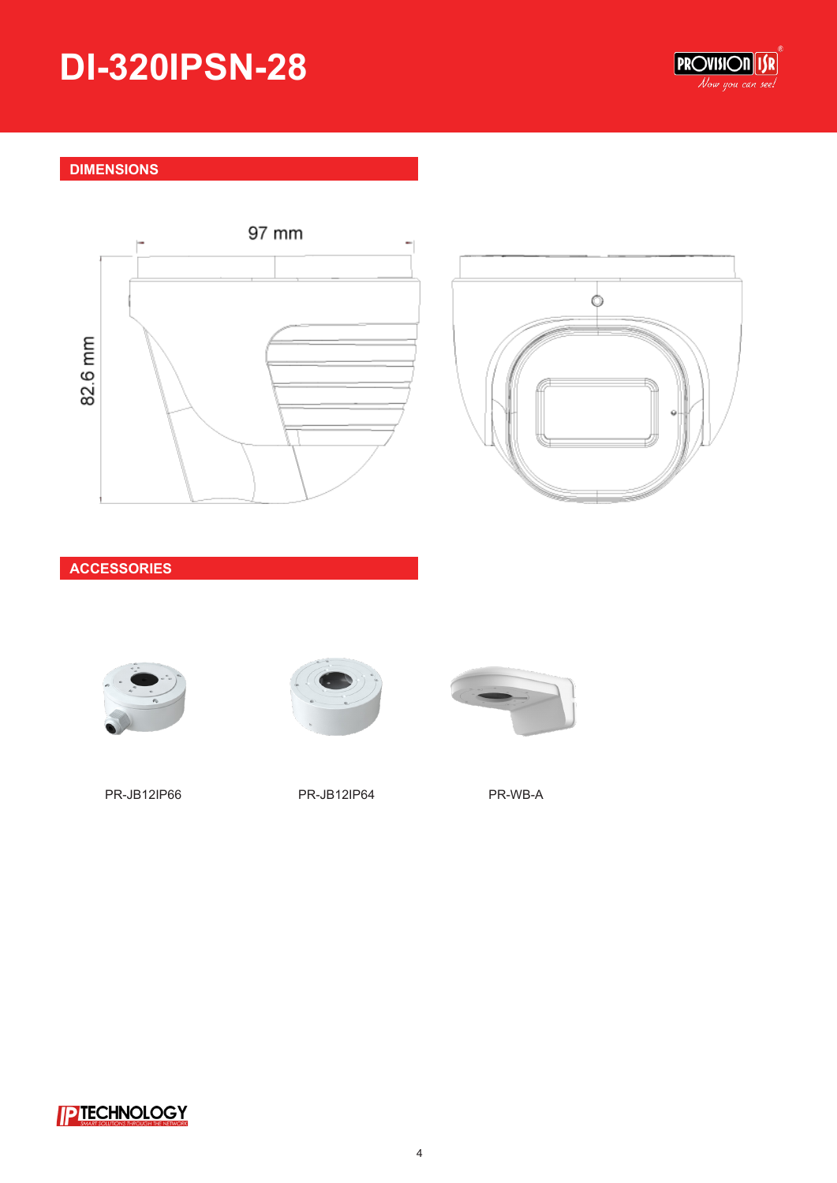# DI-320IPSN-28

## DIMENSIONS

97 mm

82.6 mm

## ACCESSORIES

PR-JB12IP66

PR-JB12IP64

PR-WB-A